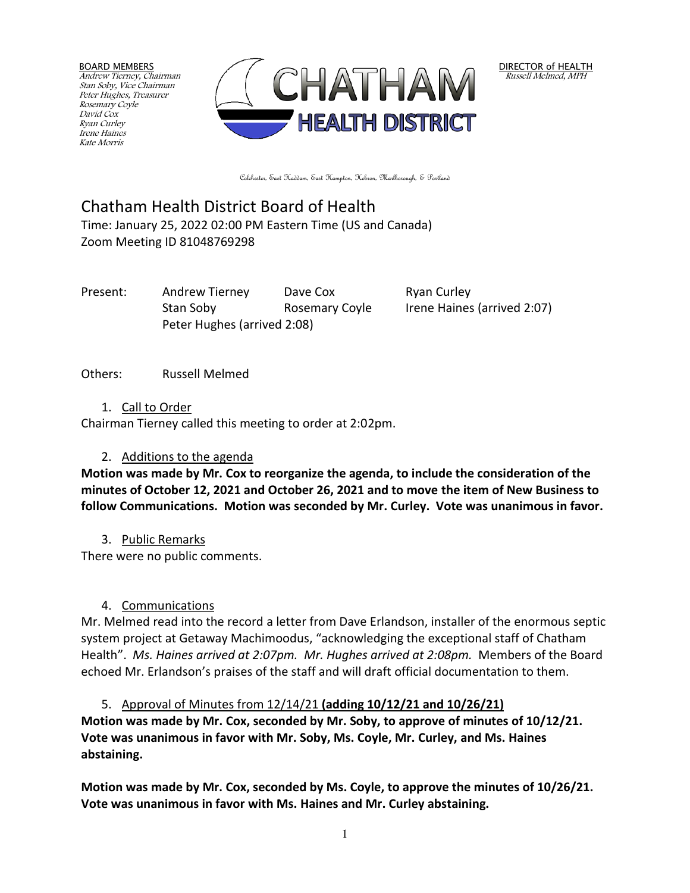BOARD MEMBERS
*Andrew Tierney, Chairman*
*Stan Soby, Vice Chairman*
*Peter Hughes, Treasurer*
*Rosemary Coyle*
*David Cox*
*Ryan Curley*
*Irene Haines*
*Kate Morris*

CHATHAM HEALTH DISTRICT

DIRECTOR of HEALTH
*Russell Melmed, MPH*

Colchester, East Haddam, East Hampton, Hebron, Marlborough, & Portland

# Chatham Health District Board of Health

Time: January 25, 2022 02:00 PM Eastern Time (US and Canada)
Zoom Meeting ID 81048769298

| Present: | Andrew Tierney | Dave Cox | Ryan Curley |
|---|---|---|---|
| | Stan Soby | Rosemary Coyle | Irene Haines (arrived 2:07) |
| | Peter Hughes (arrived 2:08) | | |

Others: Russell Melmed

1. Call to Order

Chairman Tierney called this meeting to order at 2:02pm.

2. Additions to the agenda

**Motion was made by Mr. Cox to reorganize the agenda, to include the consideration of the minutes of October 12, 2021 and October 26, 2021 and to move the item of New Business to follow Communications. Motion was seconded by Mr. Curley. Vote was unanimous in favor.**

3. Public Remarks

There were no public comments.

4. Communications

Mr. Melmed read into the record a letter from Dave Erlandson, installer of the enormous septic system project at Getaway Machimoodus, "acknowledging the exceptional staff of Chatham Health". *Ms. Haines arrived at 2:07pm. Mr. Hughes arrived at 2:08pm.* Members of the Board echoed Mr. Erlandson's praises of the staff and will draft official documentation to them.

5. Approval of Minutes from 12/14/21 **(adding 10/12/21 and 10/26/21)**

**Motion was made by Mr. Cox, seconded by Mr. Soby, to approve of minutes of 10/12/21. Vote was unanimous in favor with Mr. Soby, Ms. Coyle, Mr. Curley, and Ms. Haines abstaining.**

**Motion was made by Mr. Cox, seconded by Ms. Coyle, to approve the minutes of 10/26/21. Vote was unanimous in favor with Ms. Haines and Mr. Curley abstaining.**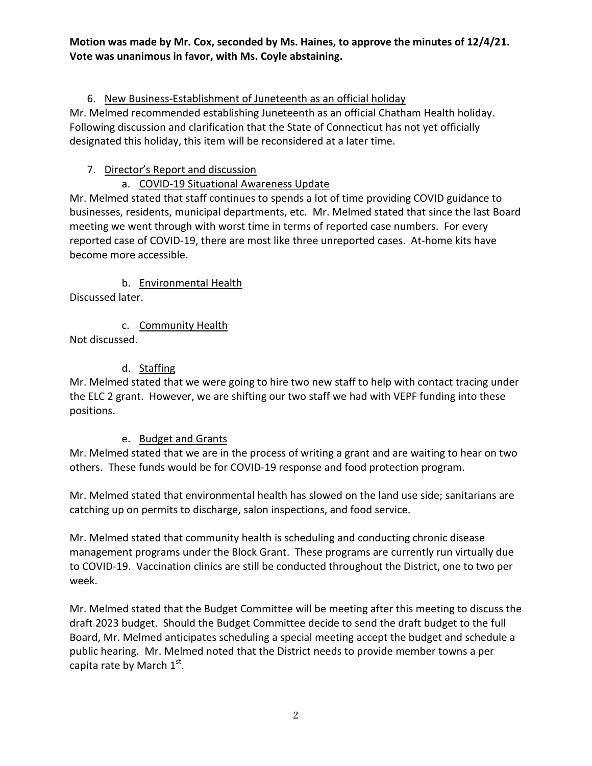**Motion was made by Mr. Cox, seconded by Ms. Haines, to approve the minutes of 12/4/21. Vote was unanimous in favor, with Ms. Coyle abstaining.**

6. New Business-Establishment of Juneteenth as an official holiday

Mr. Melmed recommended establishing Juneteenth as an official Chatham Health holiday. Following discussion and clarification that the State of Connecticut has not yet officially designated this holiday, this item will be reconsidered at a later time.

7. Director's Report and discussion

   a. COVID-19 Situational Awareness Update

Mr. Melmed stated that staff continues to spends a lot of time providing COVID guidance to businesses, residents, municipal departments, etc. Mr. Melmed stated that since the last Board meeting we went through with worst time in terms of reported case numbers. For every reported case of COVID-19, there are most like three unreported cases. At-home kits have become more accessible.

   b. Environmental Health

Discussed later.

   c. Community Health

Not discussed.

   d. Staffing

Mr. Melmed stated that we were going to hire two new staff to help with contact tracing under the ELC 2 grant. However, we are shifting our two staff we had with VEPF funding into these positions.

   e. Budget and Grants

Mr. Melmed stated that we are in the process of writing a grant and are waiting to hear on two others. These funds would be for COVID-19 response and food protection program.

Mr. Melmed stated that environmental health has slowed on the land use side; sanitarians are catching up on permits to discharge, salon inspections, and food service.

Mr. Melmed stated that community health is scheduling and conducting chronic disease management programs under the Block Grant. These programs are currently run virtually due to COVID-19. Vaccination clinics are still be conducted throughout the District, one to two per week.

Mr. Melmed stated that the Budget Committee will be meeting after this meeting to discuss the draft 2023 budget. Should the Budget Committee decide to send the draft budget to the full Board, Mr. Melmed anticipates scheduling a special meeting accept the budget and schedule a public hearing. Mr. Melmed noted that the District needs to provide member towns a per capita rate by March 1st.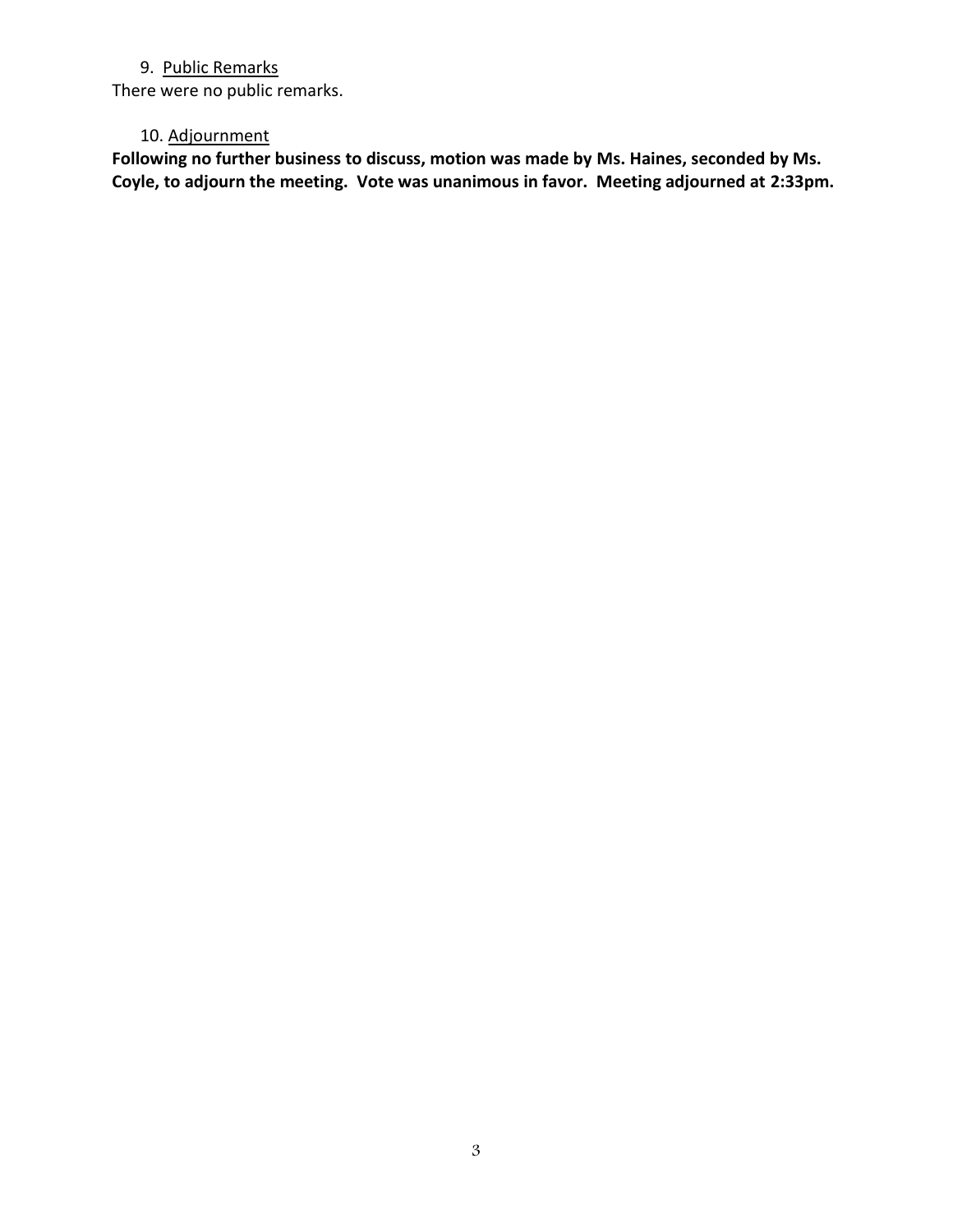9. Public Remarks

There were no public remarks.

10. Adjournment

**Following no further business to discuss, motion was made by Ms. Haines, seconded by Ms. Coyle, to adjourn the meeting. Vote was unanimous in favor. Meeting adjourned at 2:33pm.**